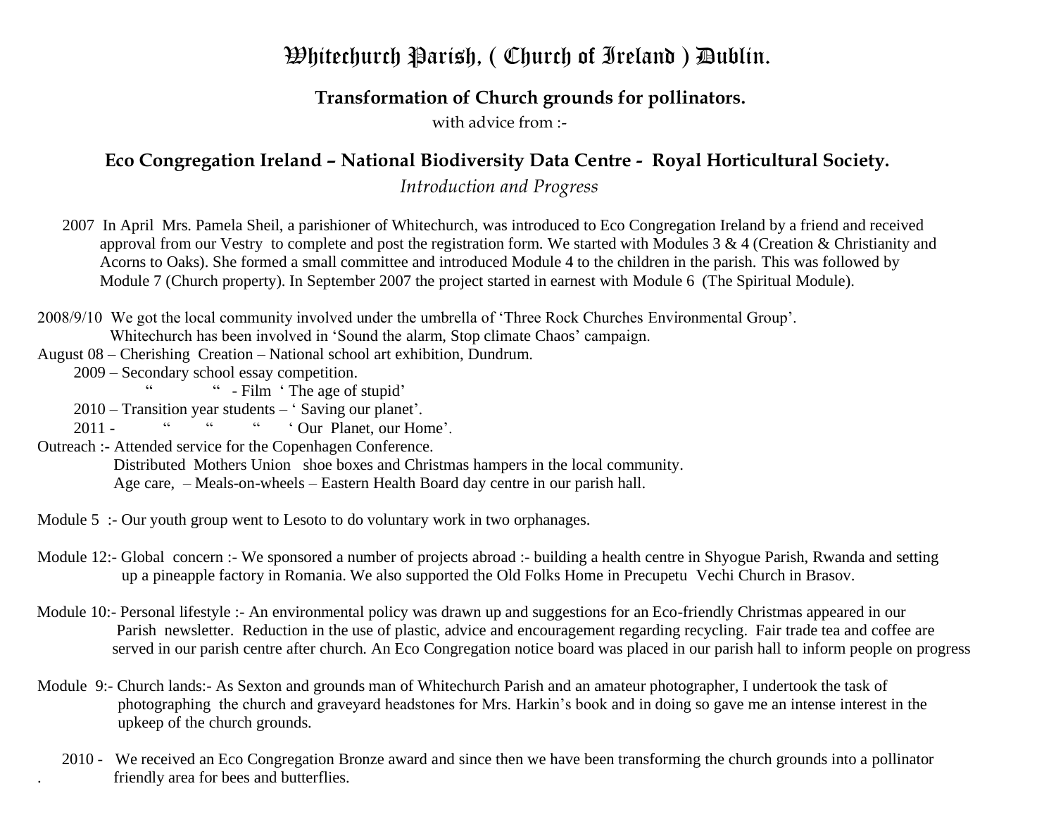# Whitechurch Parish, ( Church of Ireland ) Dublin.

**Transformation of Church grounds for pollinators.**

with advice from :-

## Eco Congregation Ireland – National Biodiversity Data Centre - Royal Horticultural Society.

*Introduction and Progress*

2007 In April Mrs. Pamela Sheil, a parishioner of Whitechurch, was introduced to Eco Congregation Ireland by a friend and received approval from our Vestry to complete and post the registration form. We started with Modules 3 & 4 (Creation & Christianity and Acorns to Oaks). She formed a small committee and introduced Module 4 to the children in the parish. This was followed by Module 7 (Church property). In September 2007 the project started in earnest with Module 6 (The Spiritual Module).

2008/9/10 We got the local community involved under the umbrella of 'Three Rock Churches Environmental Group'.
Whitechurch has been involved in 'Sound the alarm, Stop climate Chaos' campaign.

August 08 – Cherishing Creation – National school art exhibition, Dundrum.
2009 – Secondary school essay competition.
" " - Film ' The age of stupid'
2010 – Transition year students – ' Saving our planet'.
2011 - " " " ' Our Planet, our Home'.

Outreach :- Attended service for the Copenhagen Conference.
Distributed Mothers Union shoe boxes and Christmas hampers in the local community.
Age care, – Meals-on-wheels – Eastern Health Board day centre in our parish hall.

Module 5 :- Our youth group went to Lesoto to do voluntary work in two orphanages.

Module 12:- Global concern :- We sponsored a number of projects abroad :- building a health centre in Shyogue Parish, Rwanda and setting up a pineapple factory in Romania. We also supported the Old Folks Home in Precupetu Vechi Church in Brasov.

Module 10:- Personal lifestyle :- An environmental policy was drawn up and suggestions for an Eco-friendly Christmas appeared in our Parish newsletter. Reduction in the use of plastic, advice and encouragement regarding recycling. Fair trade tea and coffee are served in our parish centre after church. An Eco Congregation notice board was placed in our parish hall to inform people on progress

Module 9:- Church lands:- As Sexton and grounds man of Whitechurch Parish and an amateur photographer, I undertook the task of photographing the church and graveyard headstones for Mrs. Harkin's book and in doing so gave me an intense interest in the upkeep of the church grounds.

2010 - We received an Eco Congregation Bronze award and since then we have been transforming the church grounds into a pollinator friendly area for bees and butterflies.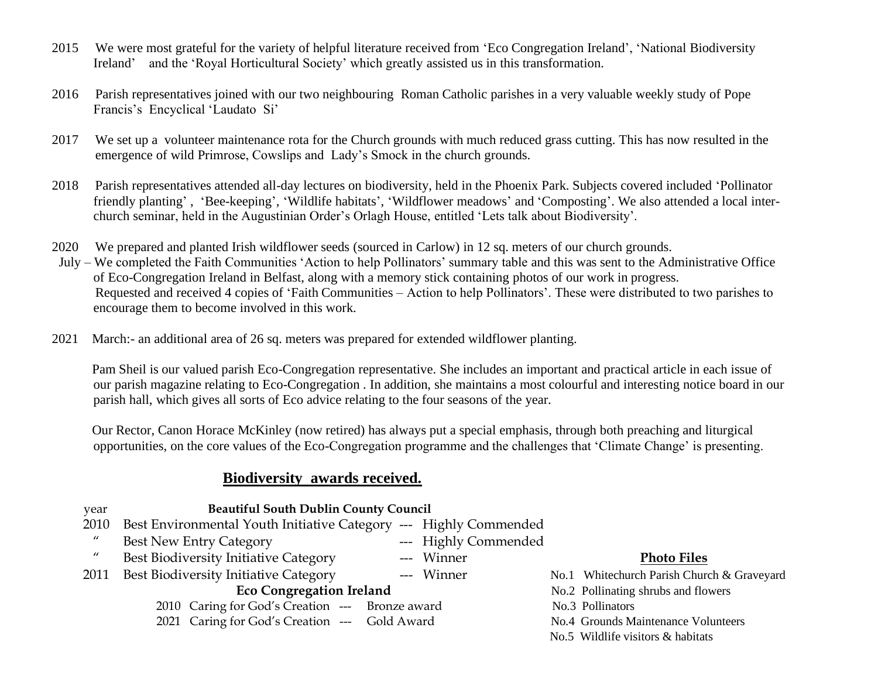2015 We were most grateful for the variety of helpful literature received from 'Eco Congregation Ireland', 'National Biodiversity Ireland' and the 'Royal Horticultural Society' which greatly assisted us in this transformation.

2016 Parish representatives joined with our two neighbouring Roman Catholic parishes in a very valuable weekly study of Pope Francis's Encyclical 'Laudato Si'

2017 We set up a volunteer maintenance rota for the Church grounds with much reduced grass cutting. This has now resulted in the emergence of wild Primrose, Cowslips and Lady's Smock in the church grounds.

2018 Parish representatives attended all-day lectures on biodiversity, held in the Phoenix Park. Subjects covered included 'Pollinator friendly planting', 'Bee-keeping', 'Wildlife habitats', 'Wildflower meadows' and 'Composting'. We also attended a local inter-church seminar, held in the Augustinian Order's Orlagh House, entitled 'Lets talk about Biodiversity'.

2020 We prepared and planted Irish wildflower seeds (sourced in Carlow) in 12 sq. meters of our church grounds.
July – We completed the Faith Communities 'Action to help Pollinators' summary table and this was sent to the Administrative Office of Eco-Congregation Ireland in Belfast, along with a memory stick containing photos of our work in progress.
Requested and received 4 copies of 'Faith Communities – Action to help Pollinators'. These were distributed to two parishes to encourage them to become involved in this work.

2021 March:- an additional area of 26 sq. meters was prepared for extended wildflower planting.

Pam Sheil is our valued parish Eco-Congregation representative. She includes an important and practical article in each issue of our parish magazine relating to Eco-Congregation . In addition, she maintains a most colourful and interesting notice board in our parish hall, which gives all sorts of Eco advice relating to the four seasons of the year.

Our Rector, Canon Horace McKinley (now retired) has always put a special emphasis, through both preaching and liturgical opportunities, on the core values of the Eco-Congregation programme and the challenges that 'Climate Change' is presenting.

## Biodiversity awards received.

| year | Beautiful South Dublin County Council | |
|---|---|---|
| 2010 | Best Environmental Youth Initiative Category | --- Highly Commended |
| " | Best New Entry Category | --- Highly Commended |
| " | Best Biodiversity Initiative Category | --- Winner |
| 2011 | Best Biodiversity Initiative Category | --- Winner |

**Eco Congregation Ireland**

| | | |
|---|---|---|
| 2010 | Caring for God's Creation | --- Bronze award |
| 2021 | Caring for God's Creation | --- Gold Award |

**Photo Files**

No.1 Whitechurch Parish Church & Graveyard
No.2 Pollinating shrubs and flowers
No.3 Pollinators
No.4 Grounds Maintenance Volunteers
No.5 Wildlife visitors & habitats